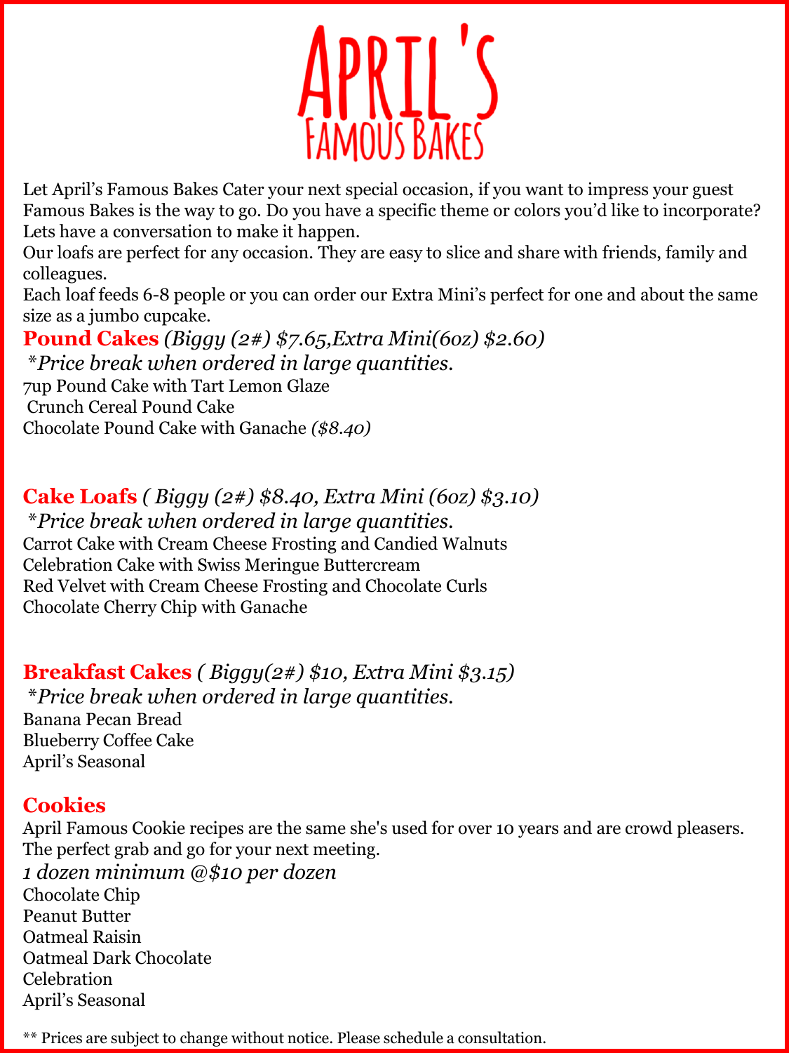# April's

## Famous Bakes

Let April's Famous Bakes Cater your next special occasion, if you want to impress your guest Famous Bakes is the way to go. Do you have a specific theme or colors you'd like to incorporate? Lets have a conversation to make it happen.

Our loafs are perfect for any occasion. They are easy to slice and share with friends, family and colleagues.

Each loaf feeds 6-8 people or you can order our Extra Mini's perfect for one and about the same size as a jumbo cupcake.

### Pound Cakes *(Biggy (2#) $7.65,Extra Mini(6oz) $2.60)*

*\*Price break when ordered in large quantities.*

7up Pound Cake with Tart Lemon Glaze
Crunch Cereal Pound Cake
Chocolate Pound Cake with Ganache *($8.40)*

### Cake Loafs *( Biggy (2#) $8.40, Extra Mini (6oz) $3.10)*

*\*Price break when ordered in large quantities.*

Carrot Cake with Cream Cheese Frosting and Candied Walnuts
Celebration Cake with Swiss Meringue Buttercream
Red Velvet with Cream Cheese Frosting and Chocolate Curls
Chocolate Cherry Chip with Ganache

### Breakfast Cakes *( Biggy(2#) $10, Extra Mini $3.15)*

*\*Price break when ordered in large quantities.*

Banana Pecan Bread
Blueberry Coffee Cake
April's Seasonal

### Cookies

April Famous Cookie recipes are the same she's used for over 10 years and are crowd pleasers. The perfect grab and go for your next meeting.

*1 dozen minimum @$10 per dozen*

Chocolate Chip
Peanut Butter
Oatmeal Raisin
Oatmeal Dark Chocolate
Celebration
April's Seasonal

** Prices are subject to change without notice. Please schedule a consultation.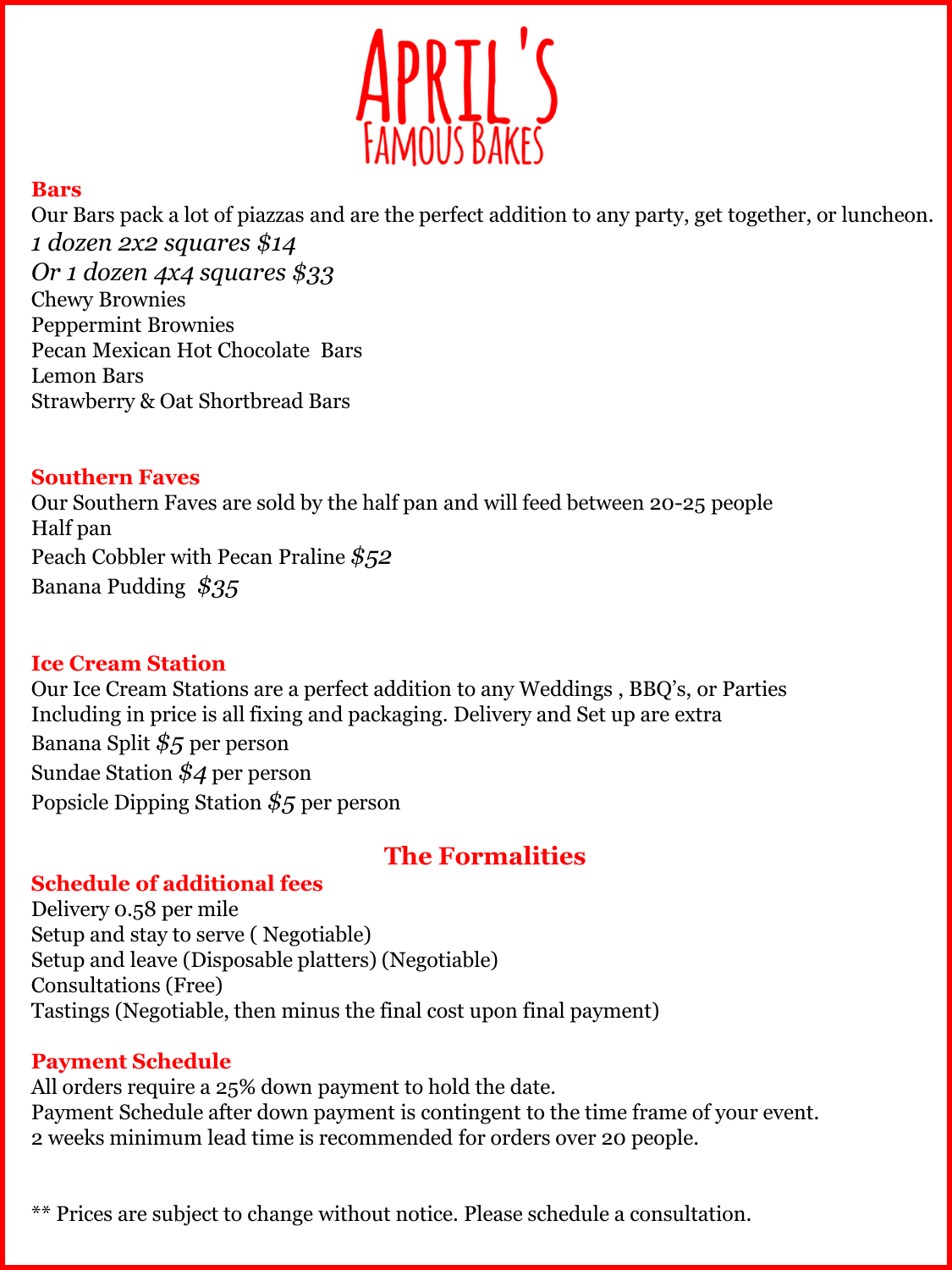# April's Famous Bakes

## Bars

Our Bars pack a lot of piazzas and are the perfect addition to any party, get together, or luncheon.

*1 dozen 2x2 squares $14*

*Or 1 dozen 4x4 squares $33*

Chewy Brownies
Peppermint Brownies
Pecan Mexican Hot Chocolate Bars
Lemon Bars
Strawberry & Oat Shortbread Bars

## Southern Faves

Our Southern Faves are sold by the half pan and will feed between 20-25 people

Half pan

Peach Cobbler with Pecan Praline *$52*

Banana Pudding *$35*

## Ice Cream Station

Our Ice Cream Stations are a perfect addition to any Weddings , BBQ's, or Parties
Including in price is all fixing and packaging. Delivery and Set up are extra

Banana Split *$5* per person

Sundae Station *$4* per person

Popsicle Dipping Station *$5* per person

# The Formalities

## Schedule of additional fees

Delivery 0.58 per mile
Setup and stay to serve ( Negotiable)
Setup and leave (Disposable platters) (Negotiable)
Consultations (Free)
Tastings (Negotiable, then minus the final cost upon final payment)

## Payment Schedule

All orders require a 25% down payment to hold the date.
Payment Schedule after down payment is contingent to the time frame of your event.
2 weeks minimum lead time is recommended for orders over 20 people.

** Prices are subject to change without notice. Please schedule a consultation.